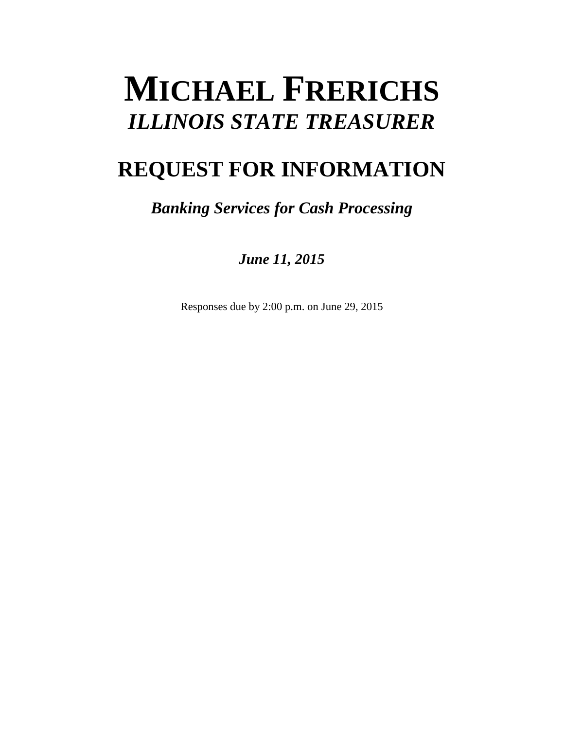# MICHAEL FRERICHS

## *ILLINOIS STATE TREASURER*

# REQUEST FOR INFORMATION

## *Banking Services for Cash Processing*

***June 11, 2015***

Responses due by 2:00 p.m. on June 29, 2015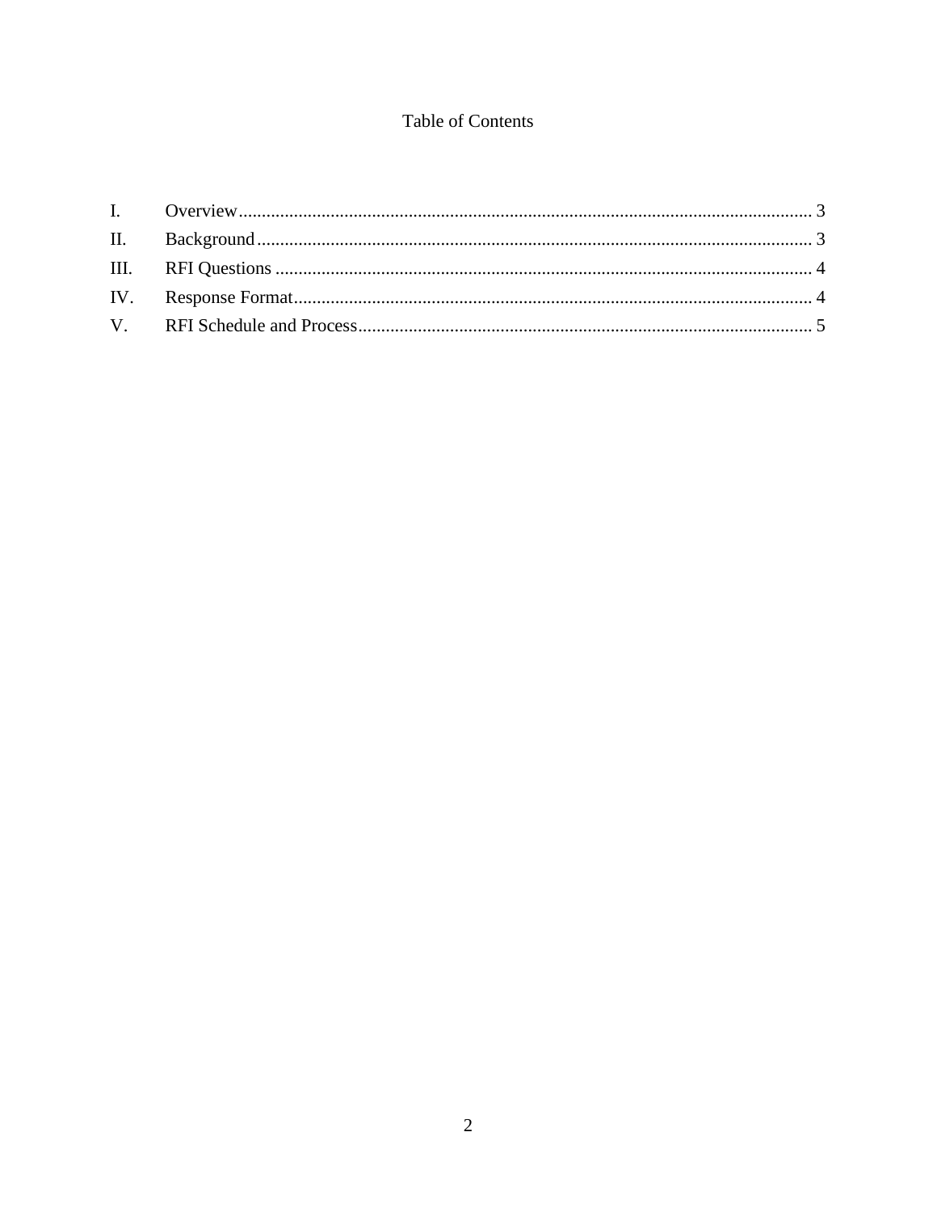# Table of Contents

| | | |
|---|---|---|
| I. | Overview | 3 |
| II. | Background | 3 |
| III. | RFI Questions | 4 |
| IV. | Response Format | 4 |
| V. | RFI Schedule and Process | 5 |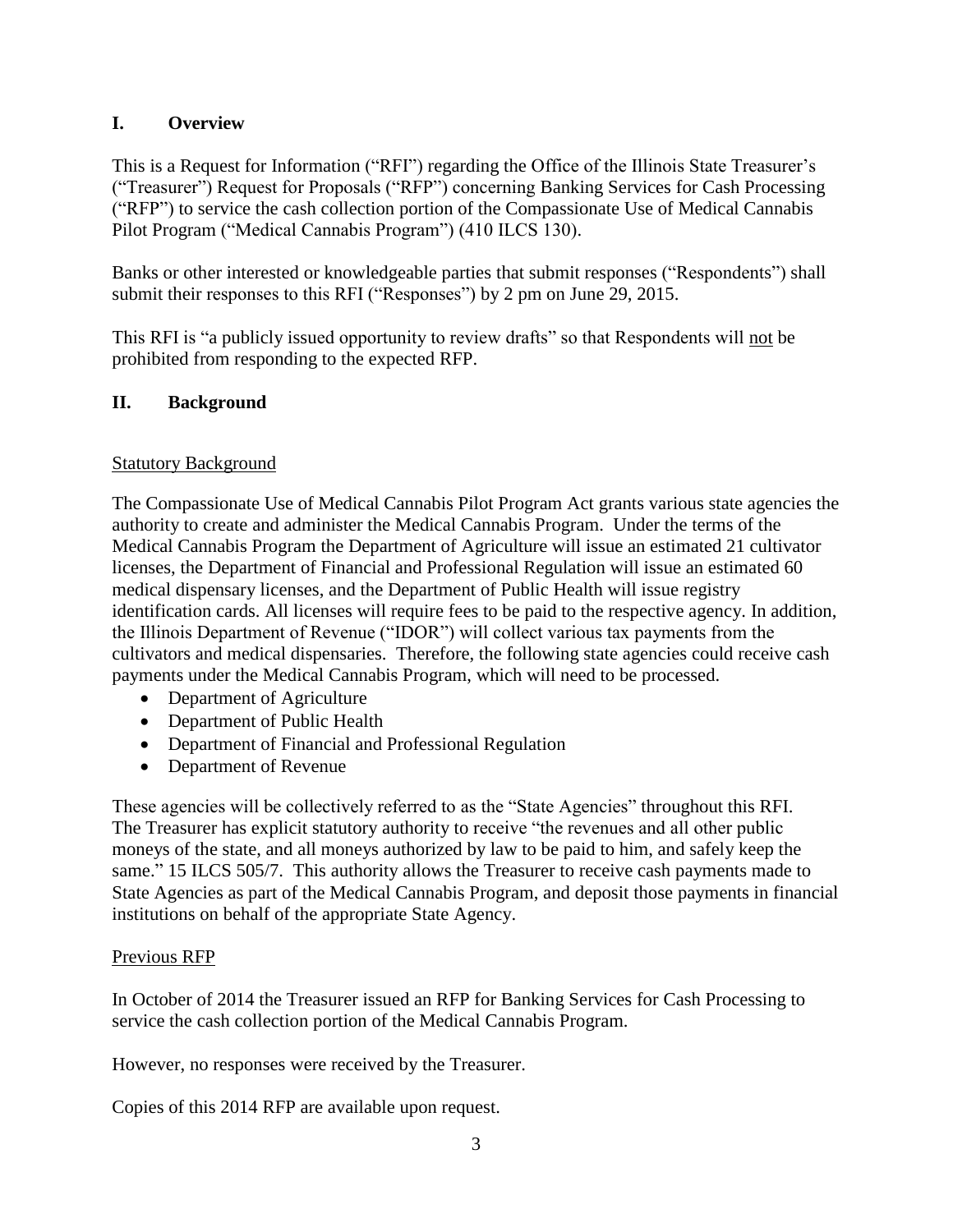## I. Overview

This is a Request for Information ("RFI") regarding the Office of the Illinois State Treasurer's ("Treasurer") Request for Proposals ("RFP") concerning Banking Services for Cash Processing ("RFP") to service the cash collection portion of the Compassionate Use of Medical Cannabis Pilot Program ("Medical Cannabis Program") (410 ILCS 130).

Banks or other interested or knowledgeable parties that submit responses ("Respondents") shall submit their responses to this RFI ("Responses") by 2 pm on June 29, 2015.

This RFI is "a publicly issued opportunity to review drafts" so that Respondents will <u>not</u> be prohibited from responding to the expected RFP.

## II. Background

<u>Statutory Background</u>

The Compassionate Use of Medical Cannabis Pilot Program Act grants various state agencies the authority to create and administer the Medical Cannabis Program. Under the terms of the Medical Cannabis Program the Department of Agriculture will issue an estimated 21 cultivator licenses, the Department of Financial and Professional Regulation will issue an estimated 60 medical dispensary licenses, and the Department of Public Health will issue registry identification cards. All licenses will require fees to be paid to the respective agency. In addition, the Illinois Department of Revenue ("IDOR") will collect various tax payments from the cultivators and medical dispensaries. Therefore, the following state agencies could receive cash payments under the Medical Cannabis Program, which will need to be processed.

- Department of Agriculture
- Department of Public Health
- Department of Financial and Professional Regulation
- Department of Revenue

These agencies will be collectively referred to as the "State Agencies" throughout this RFI. The Treasurer has explicit statutory authority to receive "the revenues and all other public moneys of the state, and all moneys authorized by law to be paid to him, and safely keep the same." 15 ILCS 505/7. This authority allows the Treasurer to receive cash payments made to State Agencies as part of the Medical Cannabis Program, and deposit those payments in financial institutions on behalf of the appropriate State Agency.

<u>Previous RFP</u>

In October of 2014 the Treasurer issued an RFP for Banking Services for Cash Processing to service the cash collection portion of the Medical Cannabis Program.

However, no responses were received by the Treasurer.

Copies of this 2014 RFP are available upon request.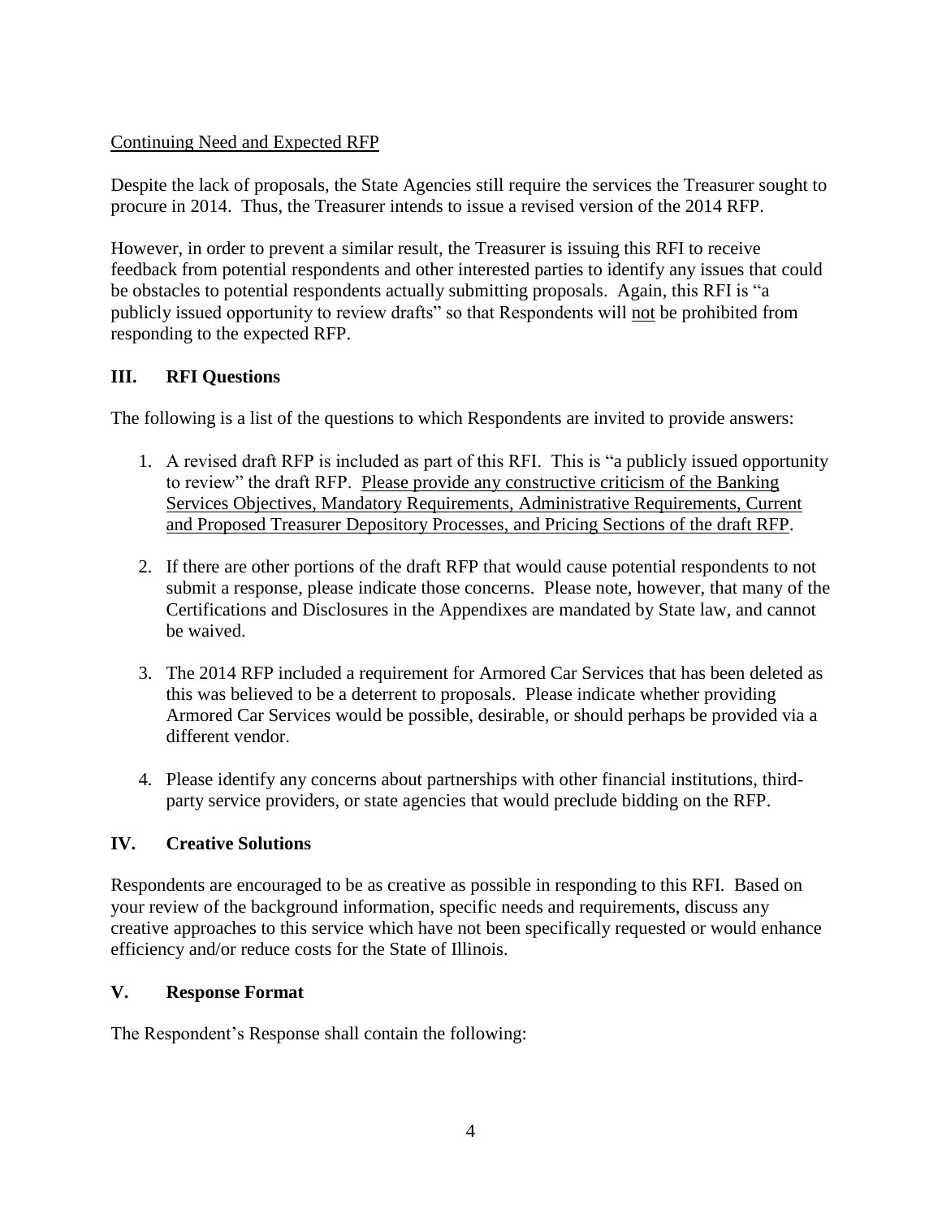Continuing Need and Expected RFP

Despite the lack of proposals, the State Agencies still require the services the Treasurer sought to procure in 2014. Thus, the Treasurer intends to issue a revised version of the 2014 RFP.

However, in order to prevent a similar result, the Treasurer is issuing this RFI to receive feedback from potential respondents and other interested parties to identify any issues that could be obstacles to potential respondents actually submitting proposals. Again, this RFI is "a publicly issued opportunity to review drafts" so that Respondents will not be prohibited from responding to the expected RFP.

## III. RFI Questions

The following is a list of the questions to which Respondents are invited to provide answers:

1. A revised draft RFP is included as part of this RFI. This is "a publicly issued opportunity to review" the draft RFP. Please provide any constructive criticism of the Banking Services Objectives, Mandatory Requirements, Administrative Requirements, Current and Proposed Treasurer Depository Processes, and Pricing Sections of the draft RFP.

2. If there are other portions of the draft RFP that would cause potential respondents to not submit a response, please indicate those concerns. Please note, however, that many of the Certifications and Disclosures in the Appendixes are mandated by State law, and cannot be waived.

3. The 2014 RFP included a requirement for Armored Car Services that has been deleted as this was believed to be a deterrent to proposals. Please indicate whether providing Armored Car Services would be possible, desirable, or should perhaps be provided via a different vendor.

4. Please identify any concerns about partnerships with other financial institutions, third-party service providers, or state agencies that would preclude bidding on the RFP.

## IV. Creative Solutions

Respondents are encouraged to be as creative as possible in responding to this RFI. Based on your review of the background information, specific needs and requirements, discuss any creative approaches to this service which have not been specifically requested or would enhance efficiency and/or reduce costs for the State of Illinois.

## V. Response Format

The Respondent's Response shall contain the following: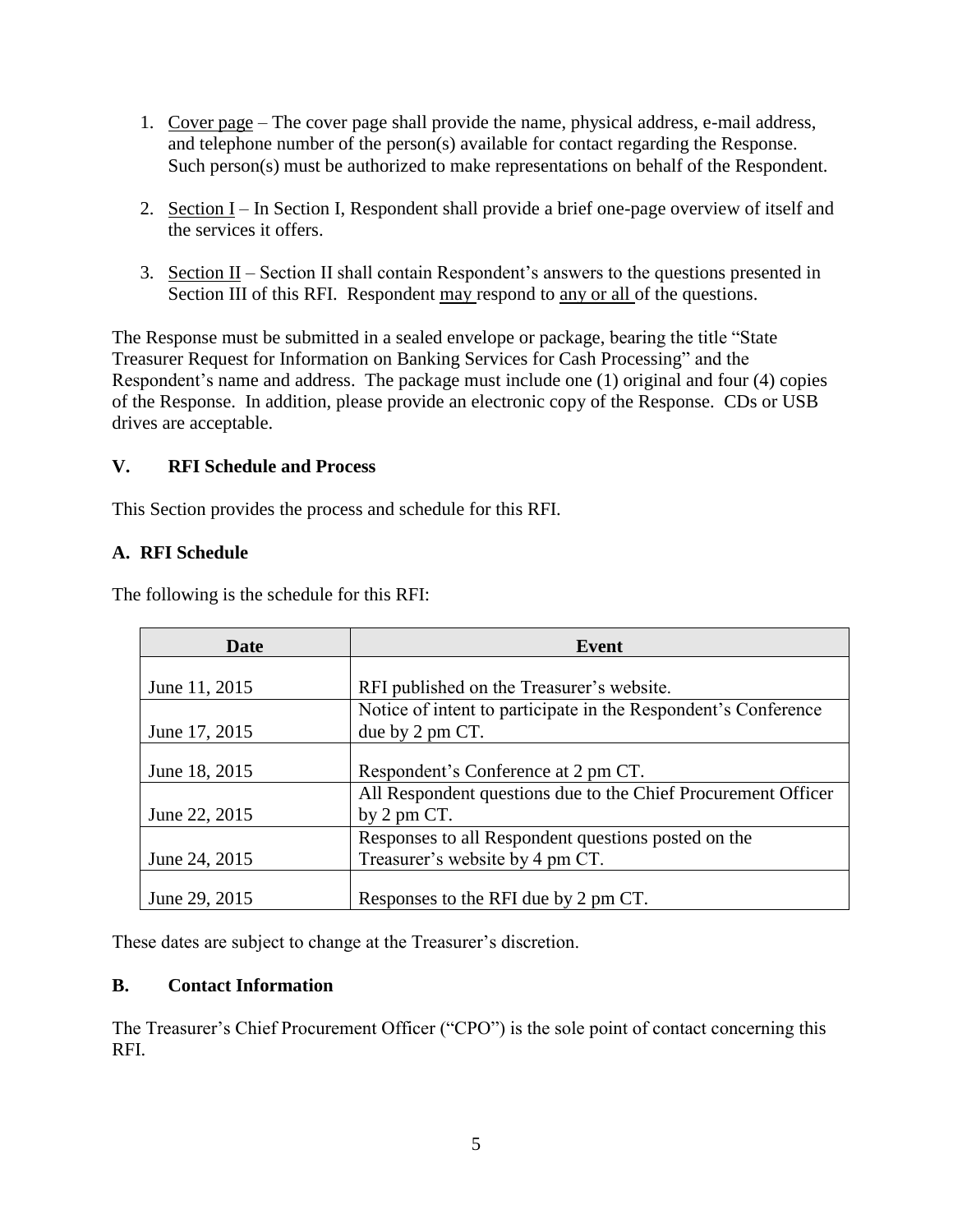1. Cover page – The cover page shall provide the name, physical address, e-mail address, and telephone number of the person(s) available for contact regarding the Response. Such person(s) must be authorized to make representations on behalf of the Respondent.

2. Section I – In Section I, Respondent shall provide a brief one-page overview of itself and the services it offers.

3. Section II – Section II shall contain Respondent's answers to the questions presented in Section III of this RFI. Respondent may respond to any or all of the questions.

The Response must be submitted in a sealed envelope or package, bearing the title "State Treasurer Request for Information on Banking Services for Cash Processing" and the Respondent's name and address. The package must include one (1) original and four (4) copies of the Response. In addition, please provide an electronic copy of the Response. CDs or USB drives are acceptable.

## V. RFI Schedule and Process

This Section provides the process and schedule for this RFI.

### A. RFI Schedule

The following is the schedule for this RFI:

| Date | Event |
|---|---|
| June 11, 2015 | RFI published on the Treasurer's website. |
| June 17, 2015 | Notice of intent to participate in the Respondent's Conference due by 2 pm CT. |
| June 18, 2015 | Respondent's Conference at 2 pm CT. |
| June 22, 2015 | All Respondent questions due to the Chief Procurement Officer by 2 pm CT. |
| June 24, 2015 | Responses to all Respondent questions posted on the Treasurer's website by 4 pm CT. |
| June 29, 2015 | Responses to the RFI due by 2 pm CT. |

These dates are subject to change at the Treasurer's discretion.

### B. Contact Information

The Treasurer's Chief Procurement Officer ("CPO") is the sole point of contact concerning this RFI.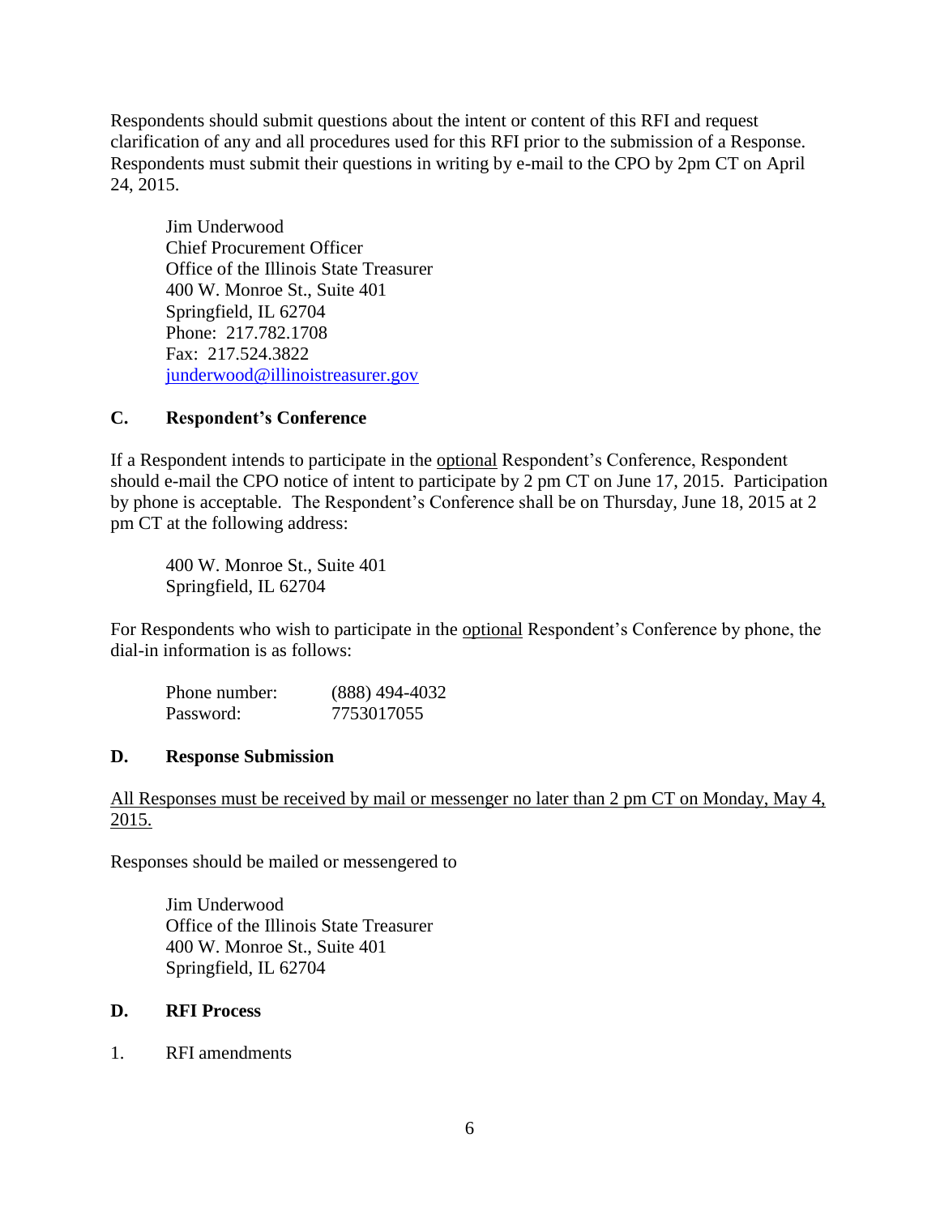Respondents should submit questions about the intent or content of this RFI and request clarification of any and all procedures used for this RFI prior to the submission of a Response. Respondents must submit their questions in writing by e-mail to the CPO by 2pm CT on April 24, 2015.

> Jim Underwood
> Chief Procurement Officer
> Office of the Illinois State Treasurer
> 400 W. Monroe St., Suite 401
> Springfield, IL 62704
> Phone: 217.782.1708
> Fax: 217.524.3822
> junderwood@illinoistreasurer.gov

### C. Respondent's Conference

If a Respondent intends to participate in the optional Respondent's Conference, Respondent should e-mail the CPO notice of intent to participate by 2 pm CT on June 17, 2015. Participation by phone is acceptable. The Respondent's Conference shall be on Thursday, June 18, 2015 at 2 pm CT at the following address:

> 400 W. Monroe St., Suite 401
> Springfield, IL 62704

For Respondents who wish to participate in the optional Respondent's Conference by phone, the dial-in information is as follows:

| Phone number: | (888) 494-4032 |
|---|---|
| Password: | 7753017055 |

### D. Response Submission

All Responses must be received by mail or messenger no later than 2 pm CT on Monday, May 4, 2015.

Responses should be mailed or messengered to

> Jim Underwood
> Office of the Illinois State Treasurer
> 400 W. Monroe St., Suite 401
> Springfield, IL 62704

### D. RFI Process

1. RFI amendments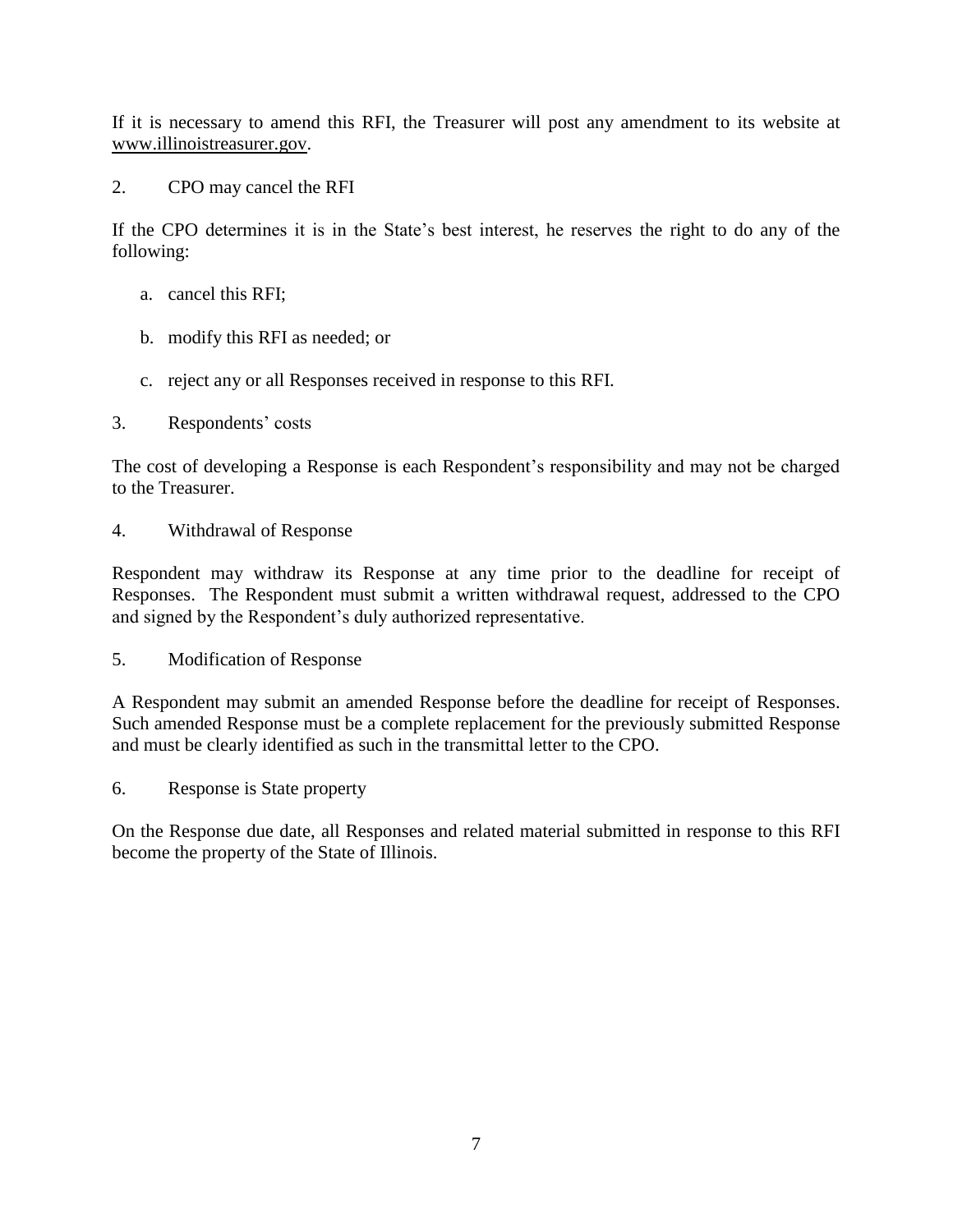If it is necessary to amend this RFI, the Treasurer will post any amendment to its website at www.illinoistreasurer.gov.

2. CPO may cancel the RFI

If the CPO determines it is in the State's best interest, he reserves the right to do any of the following:

a. cancel this RFI;

b. modify this RFI as needed; or

c. reject any or all Responses received in response to this RFI.

3. Respondents' costs

The cost of developing a Response is each Respondent's responsibility and may not be charged to the Treasurer.

4. Withdrawal of Response

Respondent may withdraw its Response at any time prior to the deadline for receipt of Responses. The Respondent must submit a written withdrawal request, addressed to the CPO and signed by the Respondent's duly authorized representative.

5. Modification of Response

A Respondent may submit an amended Response before the deadline for receipt of Responses. Such amended Response must be a complete replacement for the previously submitted Response and must be clearly identified as such in the transmittal letter to the CPO.

6. Response is State property

On the Response due date, all Responses and related material submitted in response to this RFI become the property of the State of Illinois.